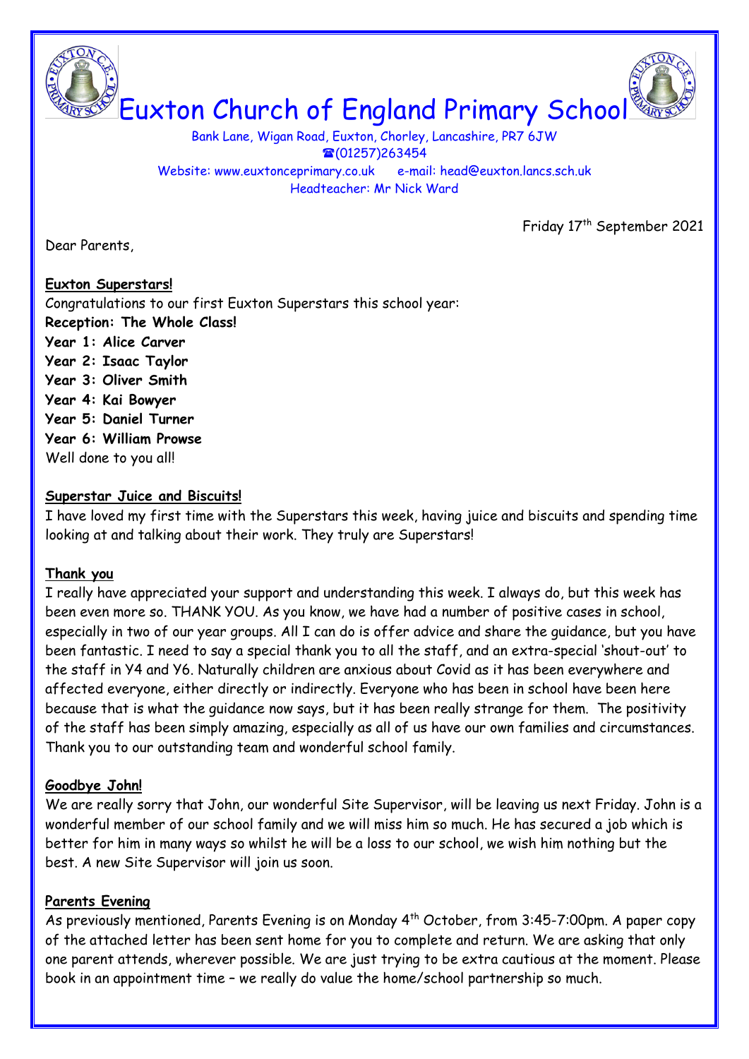# Euxton Church of England Primary School

Bank Lane, Wigan Road, Euxton, Chorley, Lancashire, PR7 6JW
☎(01257)263454
Website: www.euxtonceprimary.co.uk e-mail: head@euxton.lancs.sch.uk
Headteacher: Mr Nick Ward

Friday 17th September 2021

Dear Parents,

## Euxton Superstars!

Congratulations to our first Euxton Superstars this school year:

**Reception: The Whole Class!**
**Year 1: Alice Carver**
**Year 2: Isaac Taylor**
**Year 3: Oliver Smith**
**Year 4: Kai Bowyer**
**Year 5: Daniel Turner**
**Year 6: William Prowse**

Well done to you all!

## Superstar Juice and Biscuits!

I have loved my first time with the Superstars this week, having juice and biscuits and spending time looking at and talking about their work. They truly are Superstars!

## Thank you

I really have appreciated your support and understanding this week. I always do, but this week has been even more so. THANK YOU. As you know, we have had a number of positive cases in school, especially in two of our year groups. All I can do is offer advice and share the guidance, but you have been fantastic. I need to say a special thank you to all the staff, and an extra-special 'shout-out' to the staff in Y4 and Y6. Naturally children are anxious about Covid as it has been everywhere and affected everyone, either directly or indirectly. Everyone who has been in school have been here because that is what the guidance now says, but it has been really strange for them. The positivity of the staff has been simply amazing, especially as all of us have our own families and circumstances. Thank you to our outstanding team and wonderful school family.

## Goodbye John!

We are really sorry that John, our wonderful Site Supervisor, will be leaving us next Friday. John is a wonderful member of our school family and we will miss him so much. He has secured a job which is better for him in many ways so whilst he will be a loss to our school, we wish him nothing but the best. A new Site Supervisor will join us soon.

## Parents Evening

As previously mentioned, Parents Evening is on Monday 4th October, from 3:45-7:00pm. A paper copy of the attached letter has been sent home for you to complete and return. We are asking that only one parent attends, wherever possible. We are just trying to be extra cautious at the moment. Please book in an appointment time – we really do value the home/school partnership so much.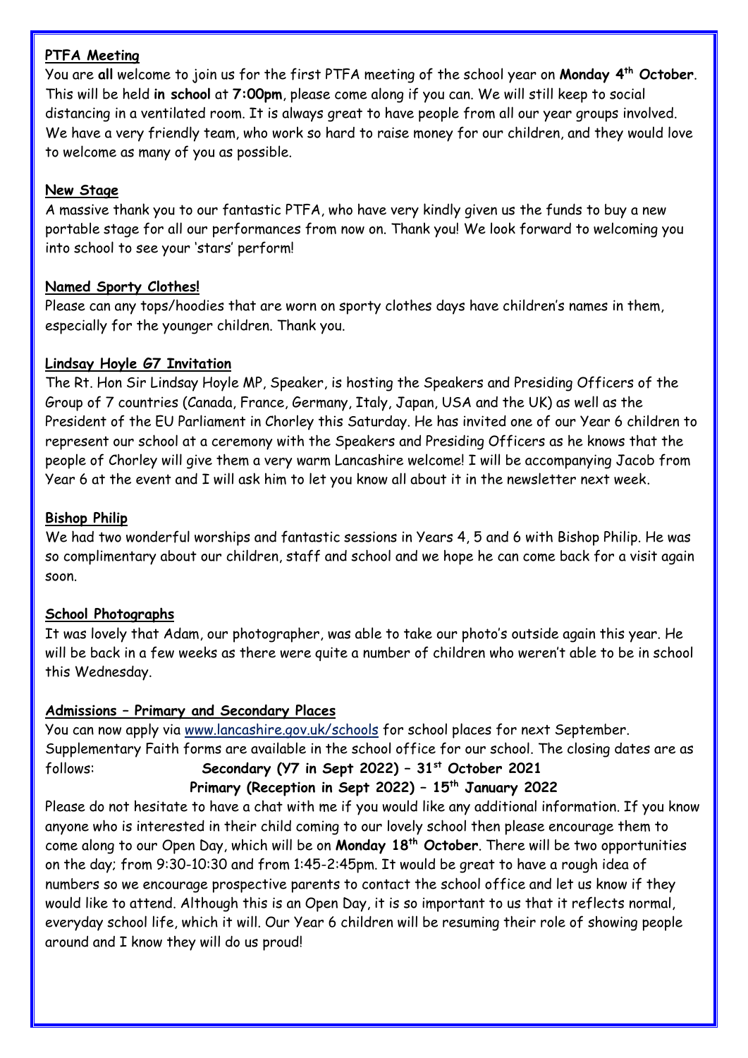## PTFA Meeting

You are **all** welcome to join us for the first PTFA meeting of the school year on **Monday 4th October**. This will be held **in school** at **7:00pm**, please come along if you can. We will still keep to social distancing in a ventilated room. It is always great to have people from all our year groups involved. We have a very friendly team, who work so hard to raise money for our children, and they would love to welcome as many of you as possible.

## New Stage

A massive thank you to our fantastic PTFA, who have very kindly given us the funds to buy a new portable stage for all our performances from now on. Thank you! We look forward to welcoming you into school to see your 'stars' perform!

## Named Sporty Clothes!

Please can any tops/hoodies that are worn on sporty clothes days have children's names in them, especially for the younger children. Thank you.

## Lindsay Hoyle G7 Invitation

The Rt. Hon Sir Lindsay Hoyle MP, Speaker, is hosting the Speakers and Presiding Officers of the Group of 7 countries (Canada, France, Germany, Italy, Japan, USA and the UK) as well as the President of the EU Parliament in Chorley this Saturday. He has invited one of our Year 6 children to represent our school at a ceremony with the Speakers and Presiding Officers as he knows that the people of Chorley will give them a very warm Lancashire welcome! I will be accompanying Jacob from Year 6 at the event and I will ask him to let you know all about it in the newsletter next week.

## Bishop Philip

We had two wonderful worships and fantastic sessions in Years 4, 5 and 6 with Bishop Philip. He was so complimentary about our children, staff and school and we hope he can come back for a visit again soon.

## School Photographs

It was lovely that Adam, our photographer, was able to take our photo's outside again this year. He will be back in a few weeks as there were quite a number of children who weren't able to be in school this Wednesday.

## Admissions – Primary and Secondary Places

You can now apply via www.lancashire.gov.uk/schools for school places for next September. Supplementary Faith forms are available in the school office for our school. The closing dates are as follows:

**Secondary (Y7 in Sept 2022) – 31st October 2021**

**Primary (Reception in Sept 2022) – 15th January 2022**

Please do not hesitate to have a chat with me if you would like any additional information. If you know anyone who is interested in their child coming to our lovely school then please encourage them to come along to our Open Day, which will be on **Monday 18th October**. There will be two opportunities on the day; from 9:30-10:30 and from 1:45-2:45pm. It would be great to have a rough idea of numbers so we encourage prospective parents to contact the school office and let us know if they would like to attend. Although this is an Open Day, it is so important to us that it reflects normal, everyday school life, which it will. Our Year 6 children will be resuming their role of showing people around and I know they will do us proud!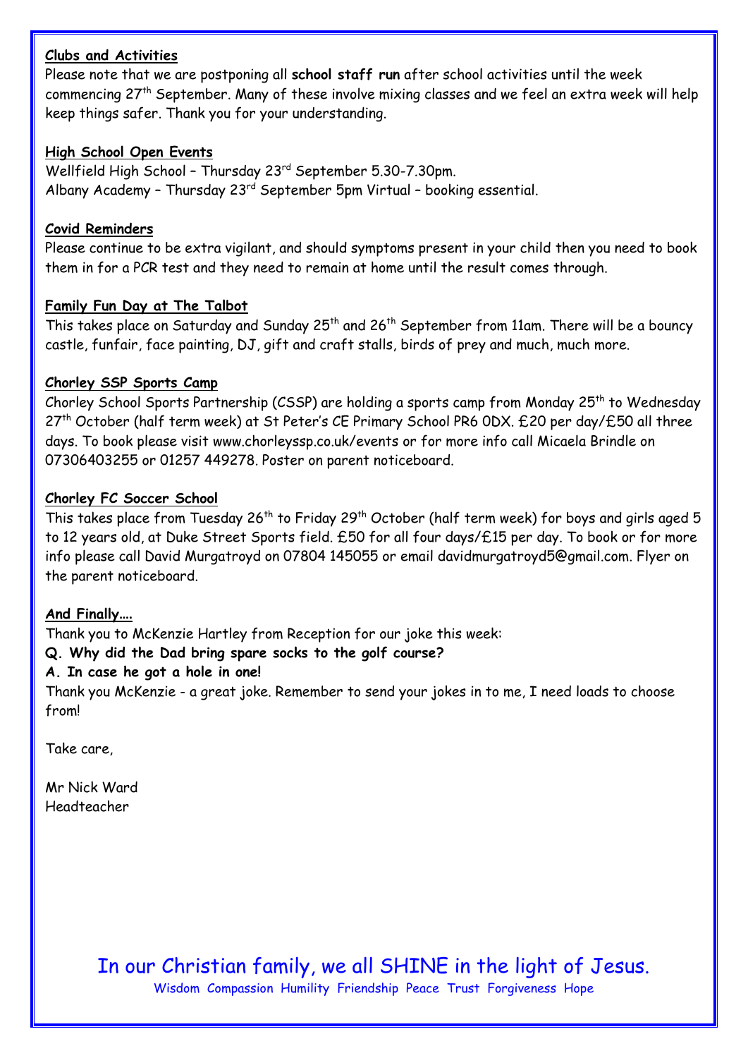**Clubs and Activities**

Please note that we are postponing all **school staff run** after school activities until the week commencing 27th September. Many of these involve mixing classes and we feel an extra week will help keep things safer. Thank you for your understanding.

**High School Open Events**

Wellfield High School – Thursday 23rd September 5.30-7.30pm.
Albany Academy – Thursday 23rd September 5pm Virtual – booking essential.

**Covid Reminders**

Please continue to be extra vigilant, and should symptoms present in your child then you need to book them in for a PCR test and they need to remain at home until the result comes through.

**Family Fun Day at The Talbot**

This takes place on Saturday and Sunday 25th and 26th September from 11am. There will be a bouncy castle, funfair, face painting, DJ, gift and craft stalls, birds of prey and much, much more.

**Chorley SSP Sports Camp**

Chorley School Sports Partnership (CSSP) are holding a sports camp from Monday 25th to Wednesday 27th October (half term week) at St Peter's CE Primary School PR6 0DX. £20 per day/£50 all three days. To book please visit www.chorleyssp.co.uk/events or for more info call Micaela Brindle on 07306403255 or 01257 449278. Poster on parent noticeboard.

**Chorley FC Soccer School**

This takes place from Tuesday 26th to Friday 29th October (half term week) for boys and girls aged 5 to 12 years old, at Duke Street Sports field. £50 for all four days/£15 per day. To book or for more info please call David Murgatroyd on 07804 145055 or email davidmurgatroyd5@gmail.com. Flyer on the parent noticeboard.

**And Finally….**

Thank you to McKenzie Hartley from Reception for our joke this week:

**Q. Why did the Dad bring spare socks to the golf course?**

**A. In case he got a hole in one!**

Thank you McKenzie - a great joke. Remember to send your jokes in to me, I need loads to choose from!

Take care,

Mr Nick Ward
Headteacher

In our Christian family, we all SHINE in the light of Jesus.

Wisdom Compassion Humility Friendship Peace Trust Forgiveness Hope